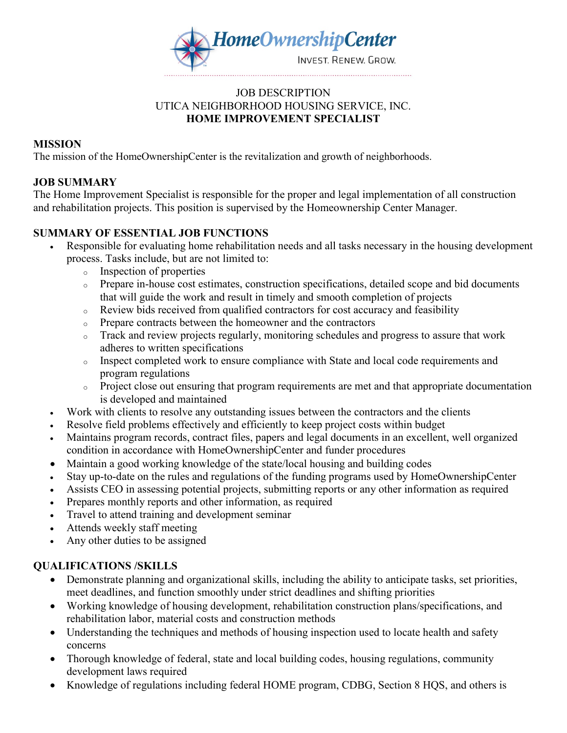HomeOwnershipCenter

INVEST. RENEW. GROW.

JOB DESCRIPTION
UTICA NEIGHBORHOOD HOUSING SERVICE, INC.
**HOME IMPROVEMENT SPECIALIST**

## MISSION

The mission of the HomeOwnershipCenter is the revitalization and growth of neighborhoods.

## JOB SUMMARY

The Home Improvement Specialist is responsible for the proper and legal implementation of all construction and rehabilitation projects. This position is supervised by the Homeownership Center Manager.

## SUMMARY OF ESSENTIAL JOB FUNCTIONS

- Responsible for evaluating home rehabilitation needs and all tasks necessary in the housing development process. Tasks include, but are not limited to:
  - Inspection of properties
  - Prepare in-house cost estimates, construction specifications, detailed scope and bid documents that will guide the work and result in timely and smooth completion of projects
  - Review bids received from qualified contractors for cost accuracy and feasibility
  - Prepare contracts between the homeowner and the contractors
  - Track and review projects regularly, monitoring schedules and progress to assure that work adheres to written specifications
  - Inspect completed work to ensure compliance with State and local code requirements and program regulations
  - Project close out ensuring that program requirements are met and that appropriate documentation is developed and maintained
- Work with clients to resolve any outstanding issues between the contractors and the clients
- Resolve field problems effectively and efficiently to keep project costs within budget
- Maintains program records, contract files, papers and legal documents in an excellent, well organized condition in accordance with HomeOwnershipCenter and funder procedures
- Maintain a good working knowledge of the state/local housing and building codes
- Stay up-to-date on the rules and regulations of the funding programs used by HomeOwnershipCenter
- Assists CEO in assessing potential projects, submitting reports or any other information as required
- Prepares monthly reports and other information, as required
- Travel to attend training and development seminar
- Attends weekly staff meeting
- Any other duties to be assigned

## QUALIFICATIONS /SKILLS

- Demonstrate planning and organizational skills, including the ability to anticipate tasks, set priorities, meet deadlines, and function smoothly under strict deadlines and shifting priorities
- Working knowledge of housing development, rehabilitation construction plans/specifications, and rehabilitation labor, material costs and construction methods
- Understanding the techniques and methods of housing inspection used to locate health and safety concerns
- Thorough knowledge of federal, state and local building codes, housing regulations, community development laws required
- Knowledge of regulations including federal HOME program, CDBG, Section 8 HQS, and others is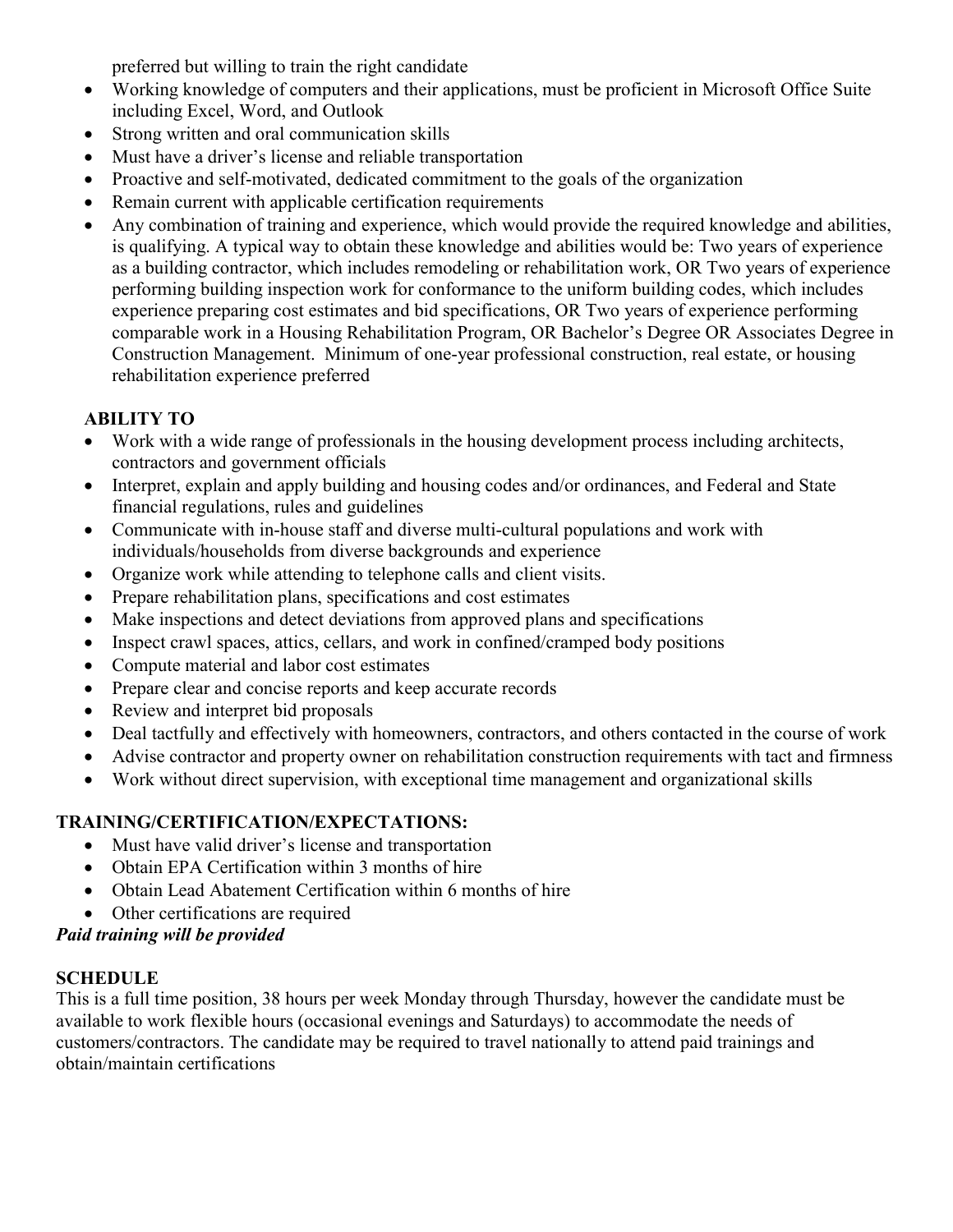preferred but willing to train the right candidate

- Working knowledge of computers and their applications, must be proficient in Microsoft Office Suite including Excel, Word, and Outlook
- Strong written and oral communication skills
- Must have a driver's license and reliable transportation
- Proactive and self-motivated, dedicated commitment to the goals of the organization
- Remain current with applicable certification requirements
- Any combination of training and experience, which would provide the required knowledge and abilities, is qualifying. A typical way to obtain these knowledge and abilities would be: Two years of experience as a building contractor, which includes remodeling or rehabilitation work, OR Two years of experience performing building inspection work for conformance to the uniform building codes, which includes experience preparing cost estimates and bid specifications, OR Two years of experience performing comparable work in a Housing Rehabilitation Program, OR Bachelor's Degree OR Associates Degree in Construction Management. Minimum of one-year professional construction, real estate, or housing rehabilitation experience preferred

**ABILITY TO**

- Work with a wide range of professionals in the housing development process including architects, contractors and government officials
- Interpret, explain and apply building and housing codes and/or ordinances, and Federal and State financial regulations, rules and guidelines
- Communicate with in-house staff and diverse multi-cultural populations and work with individuals/households from diverse backgrounds and experience
- Organize work while attending to telephone calls and client visits.
- Prepare rehabilitation plans, specifications and cost estimates
- Make inspections and detect deviations from approved plans and specifications
- Inspect crawl spaces, attics, cellars, and work in confined/cramped body positions
- Compute material and labor cost estimates
- Prepare clear and concise reports and keep accurate records
- Review and interpret bid proposals
- Deal tactfully and effectively with homeowners, contractors, and others contacted in the course of work
- Advise contractor and property owner on rehabilitation construction requirements with tact and firmness
- Work without direct supervision, with exceptional time management and organizational skills

**TRAINING/CERTIFICATION/EXPECTATIONS:**

- Must have valid driver's license and transportation
- Obtain EPA Certification within 3 months of hire
- Obtain Lead Abatement Certification within 6 months of hire
- Other certifications are required

***Paid training will be provided***

**SCHEDULE**

This is a full time position, 38 hours per week Monday through Thursday, however the candidate must be available to work flexible hours (occasional evenings and Saturdays) to accommodate the needs of customers/contractors. The candidate may be required to travel nationally to attend paid trainings and obtain/maintain certifications